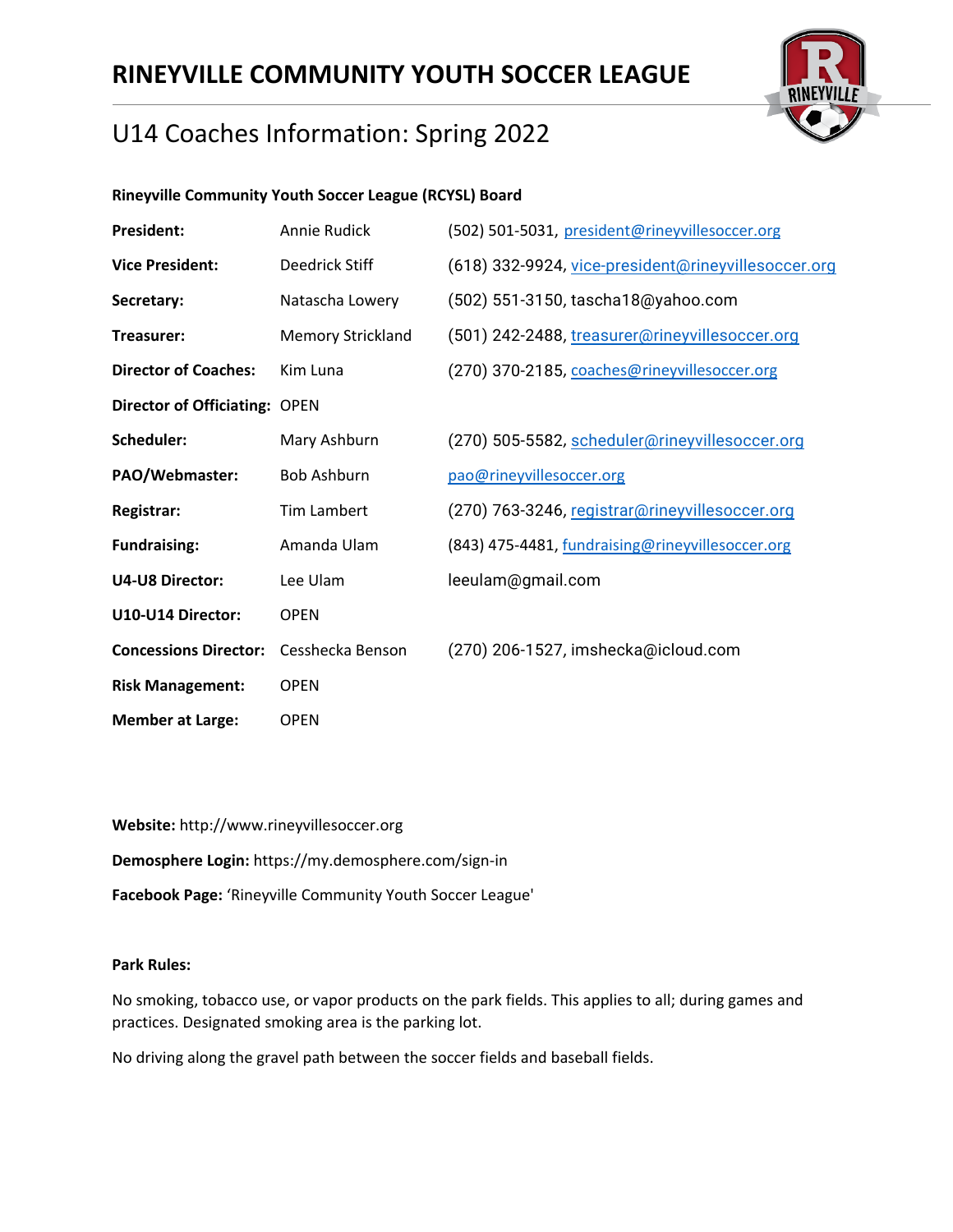# RINEYVILLE COMMUNITY YOUTH SOCCER LEAGUE

## U14 Coaches Information: Spring 2022

**Rineyville Community Youth Soccer League (RCYSL) Board**

| | | |
|---|---|---|
| **President:** | Annie Rudick | (502) 501-5031, president@rineyvillesoccer.org |
| **Vice President:** | Deedrick Stiff | (618) 332-9924, vice-president@rineyvillesoccer.org |
| **Secretary:** | Natascha Lowery | (502) 551-3150, tascha18@yahoo.com |
| **Treasurer:** | Memory Strickland | (501) 242-2488, treasurer@rineyvillesoccer.org |
| **Director of Coaches:** | Kim Luna | (270) 370-2185, coaches@rineyvillesoccer.org |
| **Director of Officiating:** | OPEN | |
| **Scheduler:** | Mary Ashburn | (270) 505-5582, scheduler@rineyvillesoccer.org |
| **PAO/Webmaster:** | Bob Ashburn | pao@rineyvillesoccer.org |
| **Registrar:** | Tim Lambert | (270) 763-3246, registrar@rineyvillesoccer.org |
| **Fundraising:** | Amanda Ulam | (843) 475-4481, fundraising@rineyvillesoccer.org |
| **U4-U8 Director:** | Lee Ulam | leeulam@gmail.com |
| **U10-U14 Director:** | OPEN | |
| **Concessions Director:** | Cesshecka Benson | (270) 206-1527, imshecka@icloud.com |
| **Risk Management:** | OPEN | |
| **Member at Large:** | OPEN | |

**Website:** http://www.rineyvillesoccer.org

**Demosphere Login:** https://my.demosphere.com/sign-in

**Facebook Page:** 'Rineyville Community Youth Soccer League'

**Park Rules:**

No smoking, tobacco use, or vapor products on the park fields. This applies to all; during games and practices. Designated smoking area is the parking lot.

No driving along the gravel path between the soccer fields and baseball fields.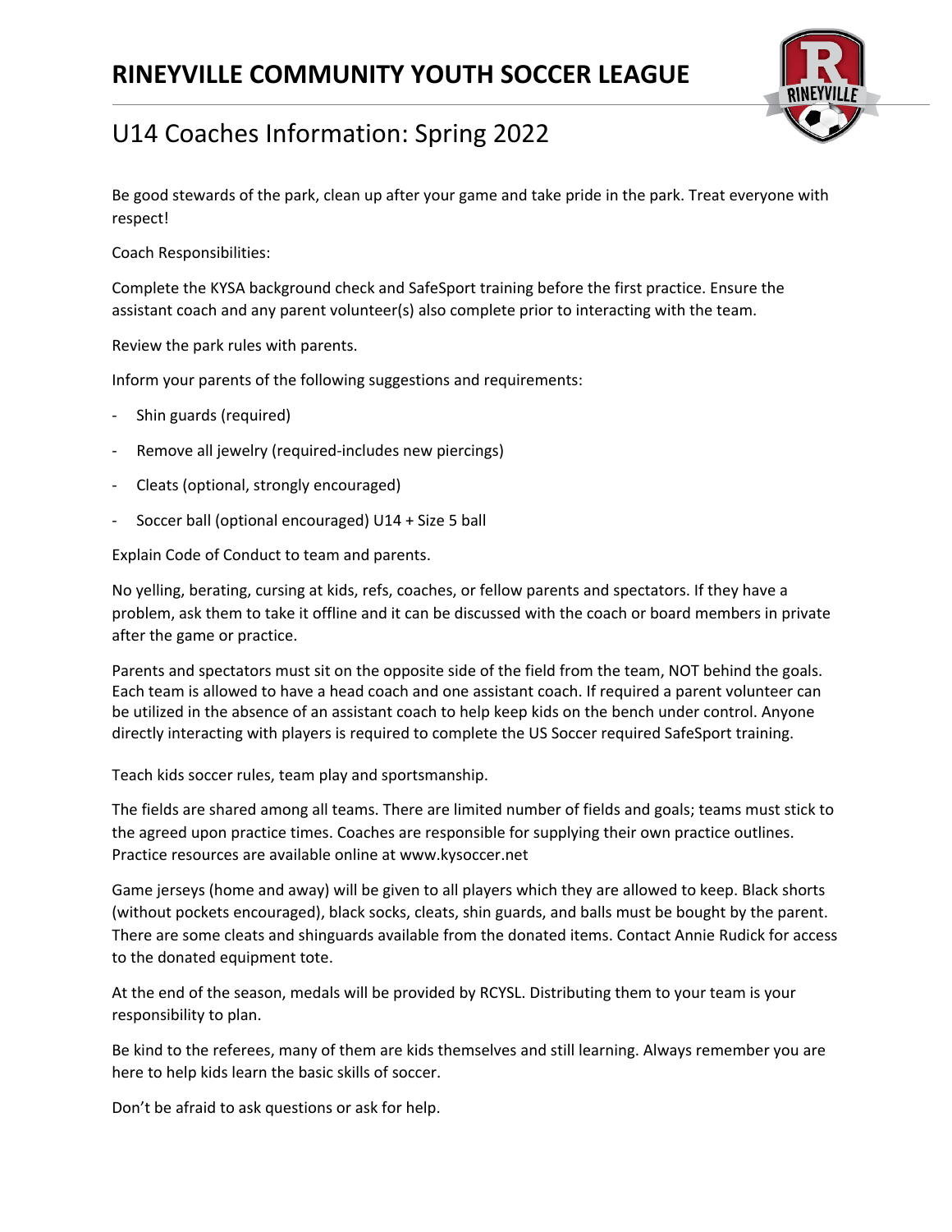# RINEYVILLE COMMUNITY YOUTH SOCCER LEAGUE

## U14 Coaches Information: Spring 2022

Be good stewards of the park, clean up after your game and take pride in the park. Treat everyone with respect!

Coach Responsibilities:

Complete the KYSA background check and SafeSport training before the first practice. Ensure the assistant coach and any parent volunteer(s) also complete prior to interacting with the team.

Review the park rules with parents.

Inform your parents of the following suggestions and requirements:

- Shin guards (required)
- Remove all jewelry (required-includes new piercings)
- Cleats (optional, strongly encouraged)
- Soccer ball (optional encouraged) U14 + Size 5 ball

Explain Code of Conduct to team and parents.

No yelling, berating, cursing at kids, refs, coaches, or fellow parents and spectators. If they have a problem, ask them to take it offline and it can be discussed with the coach or board members in private after the game or practice.

Parents and spectators must sit on the opposite side of the field from the team, NOT behind the goals. Each team is allowed to have a head coach and one assistant coach. If required a parent volunteer can be utilized in the absence of an assistant coach to help keep kids on the bench under control. Anyone directly interacting with players is required to complete the US Soccer required SafeSport training.

Teach kids soccer rules, team play and sportsmanship.

The fields are shared among all teams. There are limited number of fields and goals; teams must stick to the agreed upon practice times. Coaches are responsible for supplying their own practice outlines. Practice resources are available online at www.kysoccer.net

Game jerseys (home and away) will be given to all players which they are allowed to keep. Black shorts (without pockets encouraged), black socks, cleats, shin guards, and balls must be bought by the parent. There are some cleats and shinguards available from the donated items. Contact Annie Rudick for access to the donated equipment tote.

At the end of the season, medals will be provided by RCYSL. Distributing them to your team is your responsibility to plan.

Be kind to the referees, many of them are kids themselves and still learning. Always remember you are here to help kids learn the basic skills of soccer.

Don't be afraid to ask questions or ask for help.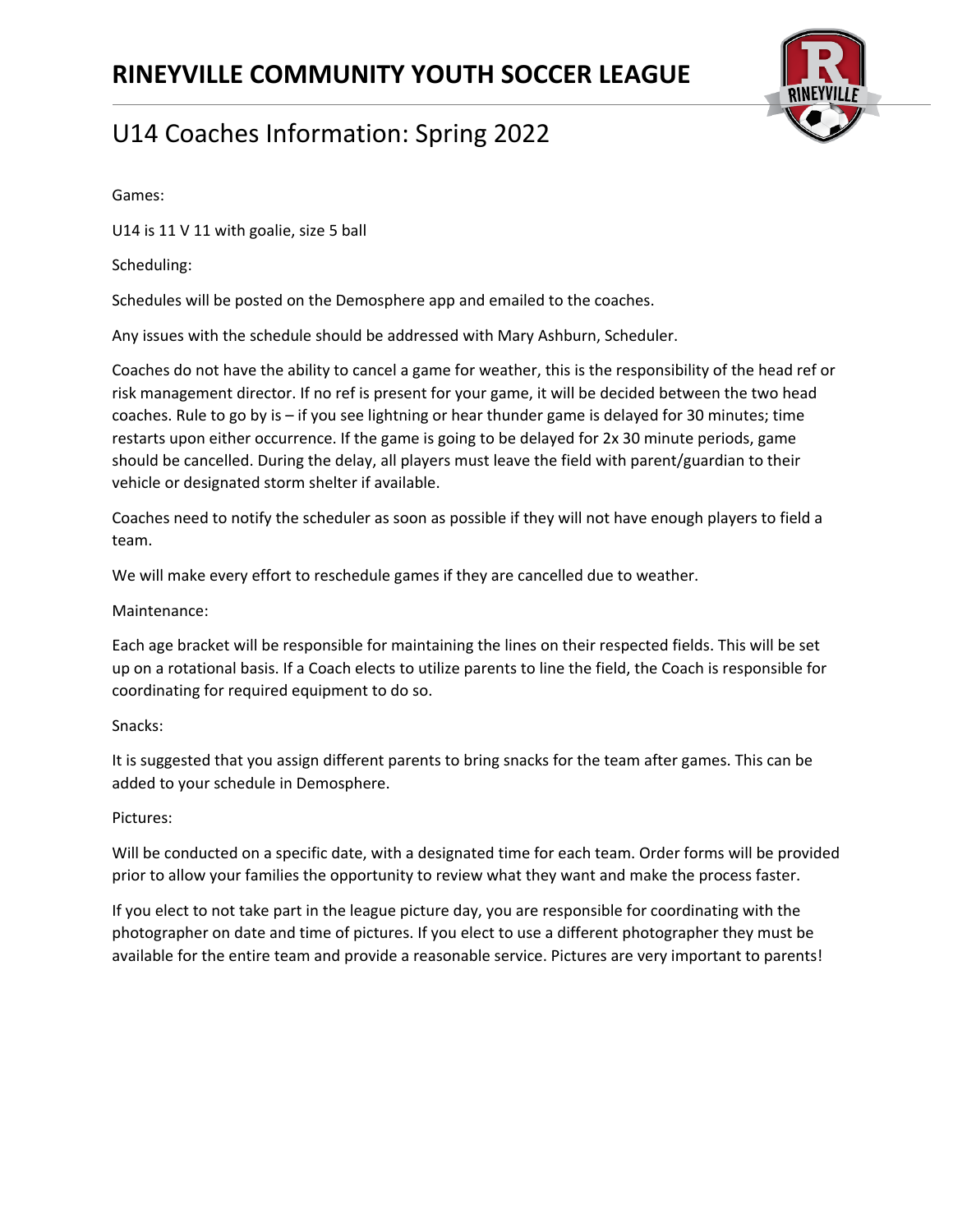# RINEYVILLE COMMUNITY YOUTH SOCCER LEAGUE

## U14 Coaches Information: Spring 2022

Games:

U14 is 11 V 11 with goalie, size 5 ball

Scheduling:

Schedules will be posted on the Demosphere app and emailed to the coaches.

Any issues with the schedule should be addressed with Mary Ashburn, Scheduler.

Coaches do not have the ability to cancel a game for weather, this is the responsibility of the head ref or risk management director. If no ref is present for your game, it will be decided between the two head coaches. Rule to go by is – if you see lightning or hear thunder game is delayed for 30 minutes; time restarts upon either occurrence. If the game is going to be delayed for 2x 30 minute periods, game should be cancelled. During the delay, all players must leave the field with parent/guardian to their vehicle or designated storm shelter if available.

Coaches need to notify the scheduler as soon as possible if they will not have enough players to field a team.

We will make every effort to reschedule games if they are cancelled due to weather.

Maintenance:

Each age bracket will be responsible for maintaining the lines on their respected fields. This will be set up on a rotational basis. If a Coach elects to utilize parents to line the field, the Coach is responsible for coordinating for required equipment to do so.

Snacks:

It is suggested that you assign different parents to bring snacks for the team after games. This can be added to your schedule in Demosphere.

Pictures:

Will be conducted on a specific date, with a designated time for each team. Order forms will be provided prior to allow your families the opportunity to review what they want and make the process faster.

If you elect to not take part in the league picture day, you are responsible for coordinating with the photographer on date and time of pictures. If you elect to use a different photographer they must be available for the entire team and provide a reasonable service. Pictures are very important to parents!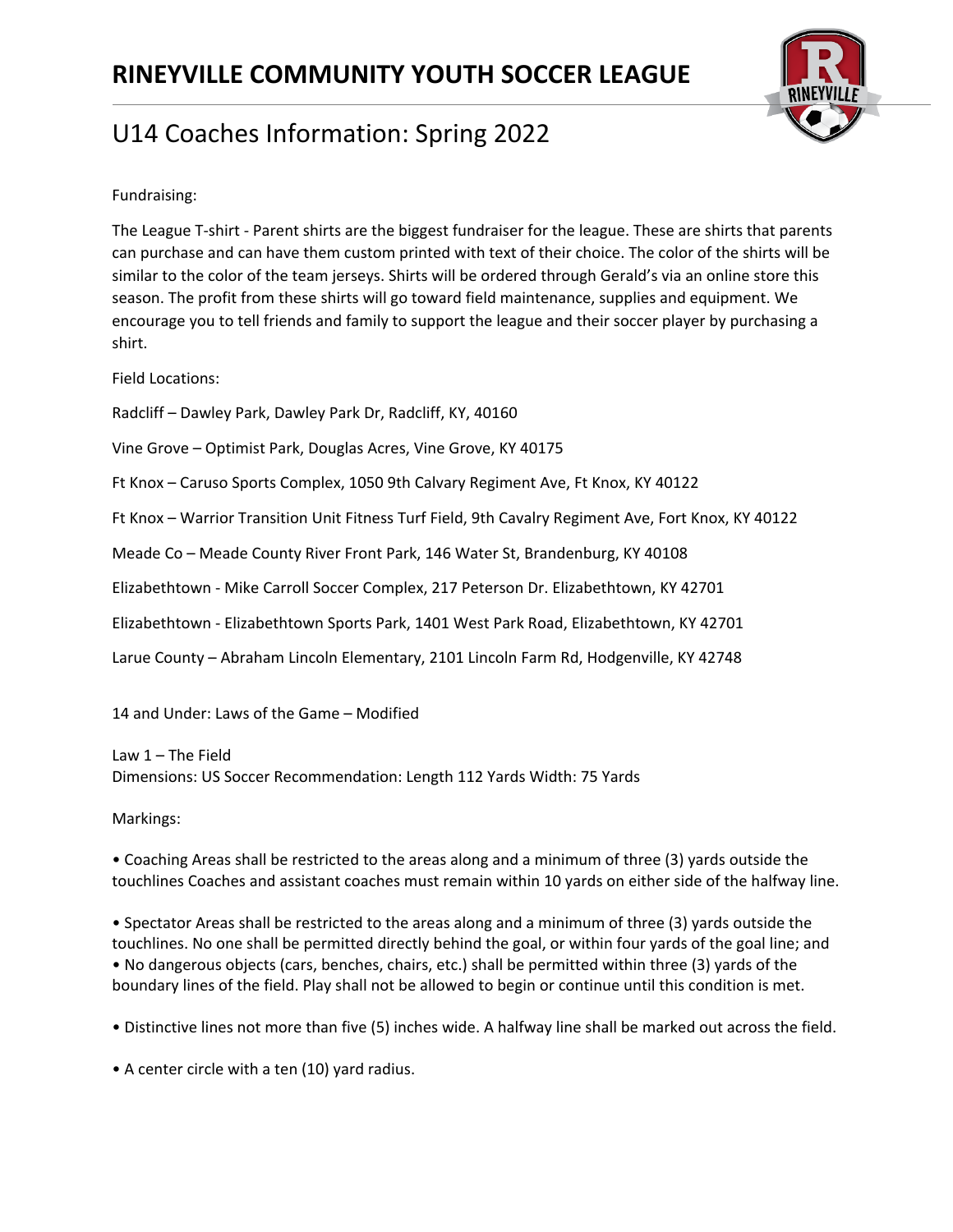# RINEYVILLE COMMUNITY YOUTH SOCCER LEAGUE

## U14 Coaches Information: Spring 2022

Fundraising:

The League T-shirt - Parent shirts are the biggest fundraiser for the league. These are shirts that parents can purchase and can have them custom printed with text of their choice. The color of the shirts will be similar to the color of the team jerseys. Shirts will be ordered through Gerald's via an online store this season. The profit from these shirts will go toward field maintenance, supplies and equipment. We encourage you to tell friends and family to support the league and their soccer player by purchasing a shirt.

Field Locations:

Radcliff – Dawley Park, Dawley Park Dr, Radcliff, KY, 40160

Vine Grove – Optimist Park, Douglas Acres, Vine Grove, KY 40175

Ft Knox – Caruso Sports Complex, 1050 9th Calvary Regiment Ave, Ft Knox, KY 40122

Ft Knox – Warrior Transition Unit Fitness Turf Field, 9th Cavalry Regiment Ave, Fort Knox, KY 40122

Meade Co – Meade County River Front Park, 146 Water St, Brandenburg, KY 40108

Elizabethtown - Mike Carroll Soccer Complex, 217 Peterson Dr. Elizabethtown, KY 42701

Elizabethtown - Elizabethtown Sports Park, 1401 West Park Road, Elizabethtown, KY 42701

Larue County – Abraham Lincoln Elementary, 2101 Lincoln Farm Rd, Hodgenville, KY 42748

14 and Under: Laws of the Game – Modified

Law 1 – The Field
Dimensions: US Soccer Recommendation: Length 112 Yards Width: 75 Yards

Markings:

- Coaching Areas shall be restricted to the areas along and a minimum of three (3) yards outside the touchlines Coaches and assistant coaches must remain within 10 yards on either side of the halfway line.

- Spectator Areas shall be restricted to the areas along and a minimum of three (3) yards outside the touchlines. No one shall be permitted directly behind the goal, or within four yards of the goal line; and
- No dangerous objects (cars, benches, chairs, etc.) shall be permitted within three (3) yards of the boundary lines of the field. Play shall not be allowed to begin or continue until this condition is met.

- Distinctive lines not more than five (5) inches wide. A halfway line shall be marked out across the field.

- A center circle with a ten (10) yard radius.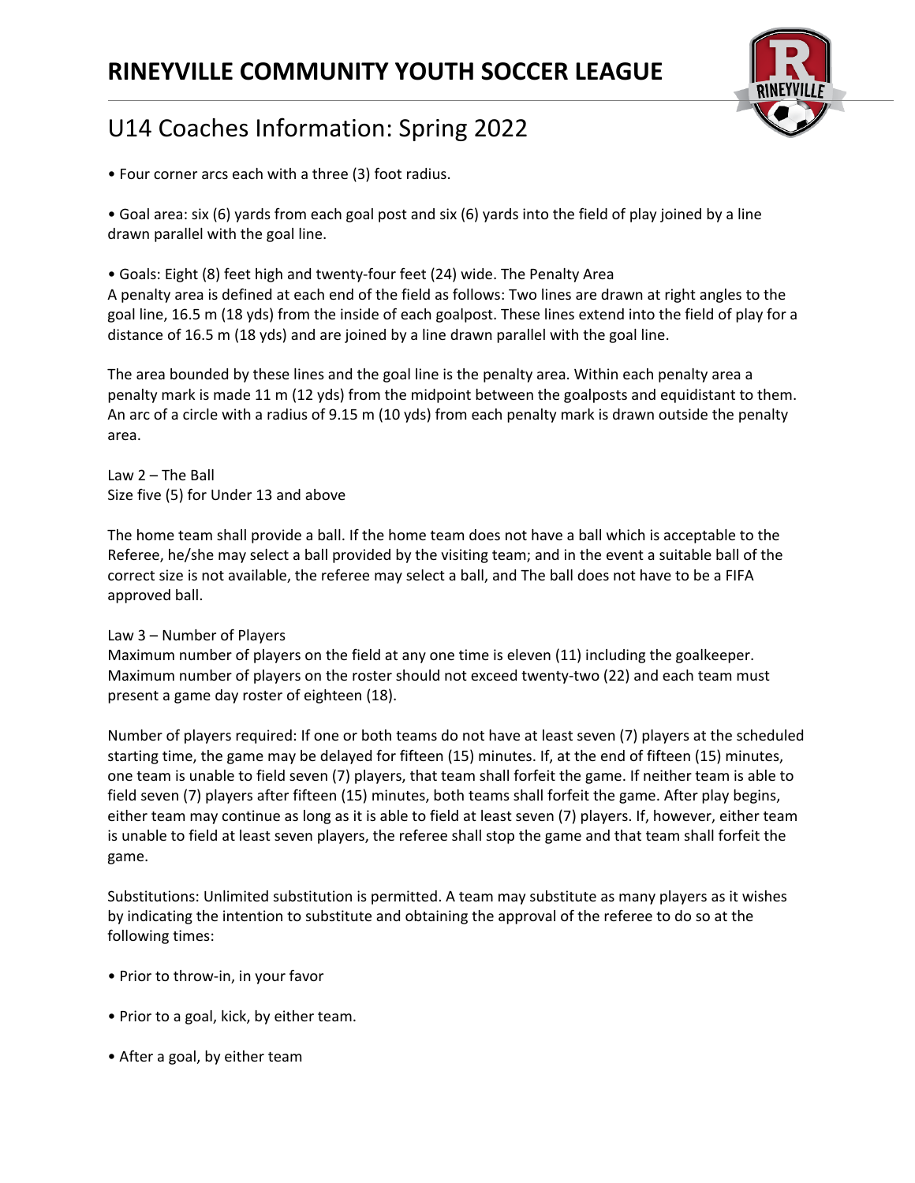• Four corner arcs each with a three (3) foot radius.

• Goal area: six (6) yards from each goal post and six (6) yards into the field of play joined by a line drawn parallel with the goal line.

• Goals: Eight (8) feet high and twenty-four feet (24) wide. The Penalty Area
A penalty area is defined at each end of the field as follows: Two lines are drawn at right angles to the goal line, 16.5 m (18 yds) from the inside of each goalpost. These lines extend into the field of play for a distance of 16.5 m (18 yds) and are joined by a line drawn parallel with the goal line.

The area bounded by these lines and the goal line is the penalty area. Within each penalty area a penalty mark is made 11 m (12 yds) from the midpoint between the goalposts and equidistant to them. An arc of a circle with a radius of 9.15 m (10 yds) from each penalty mark is drawn outside the penalty area.

Law 2 – The Ball
Size five (5) for Under 13 and above

The home team shall provide a ball. If the home team does not have a ball which is acceptable to the Referee, he/she may select a ball provided by the visiting team; and in the event a suitable ball of the correct size is not available, the referee may select a ball, and The ball does not have to be a FIFA approved ball.

Law 3 – Number of Players
Maximum number of players on the field at any one time is eleven (11) including the goalkeeper. Maximum number of players on the roster should not exceed twenty-two (22) and each team must present a game day roster of eighteen (18).

Number of players required: If one or both teams do not have at least seven (7) players at the scheduled starting time, the game may be delayed for fifteen (15) minutes. If, at the end of fifteen (15) minutes, one team is unable to field seven (7) players, that team shall forfeit the game. If neither team is able to field seven (7) players after fifteen (15) minutes, both teams shall forfeit the game. After play begins, either team may continue as long as it is able to field at least seven (7) players. If, however, either team is unable to field at least seven players, the referee shall stop the game and that team shall forfeit the game.

Substitutions: Unlimited substitution is permitted. A team may substitute as many players as it wishes by indicating the intention to substitute and obtaining the approval of the referee to do so at the following times:

• Prior to throw-in, in your favor

• Prior to a goal, kick, by either team.

• After a goal, by either team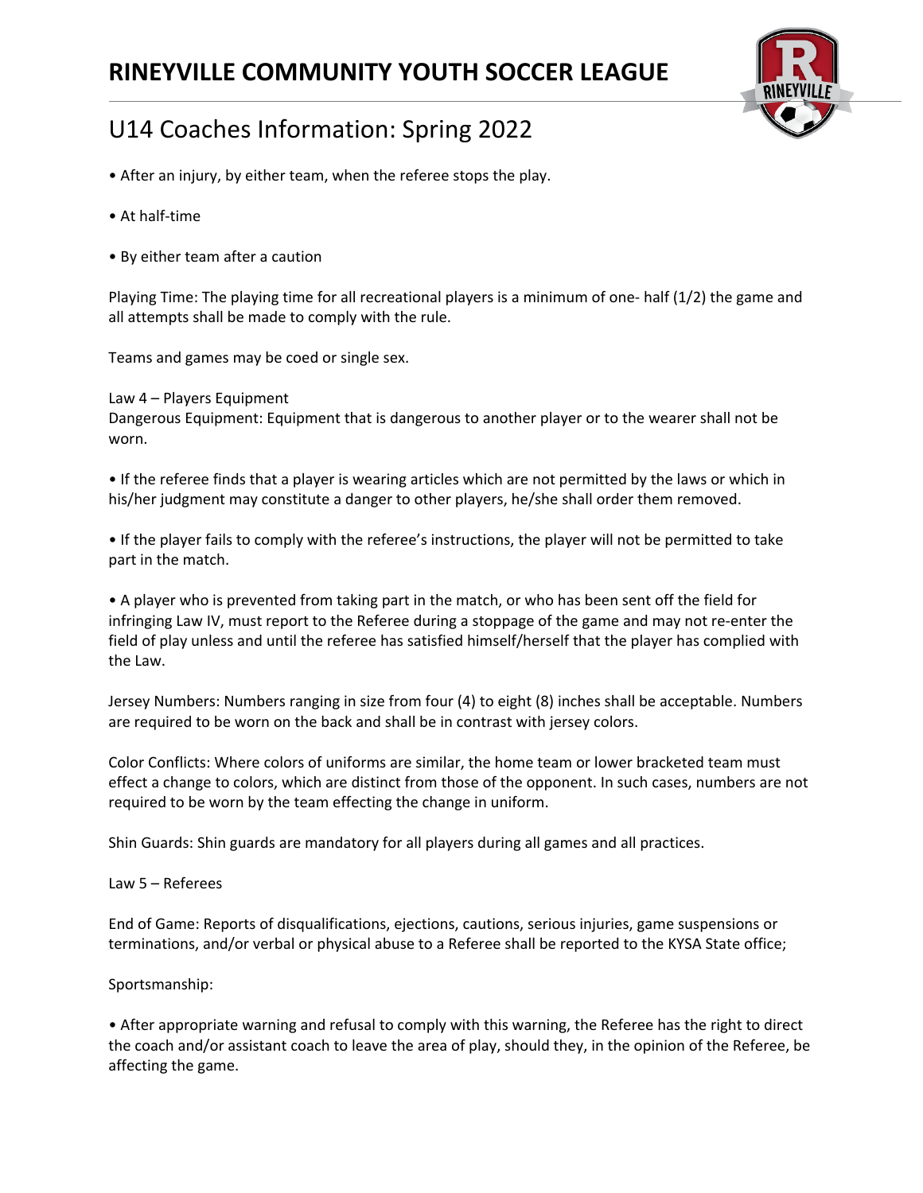- After an injury, by either team, when the referee stops the play.
- At half-time
- By either team after a caution

Playing Time: The playing time for all recreational players is a minimum of one- half (1/2) the game and all attempts shall be made to comply with the rule.

Teams and games may be coed or single sex.

Law 4 – Players Equipment
Dangerous Equipment: Equipment that is dangerous to another player or to the wearer shall not be worn.

- If the referee finds that a player is wearing articles which are not permitted by the laws or which in his/her judgment may constitute a danger to other players, he/she shall order them removed.
- If the player fails to comply with the referee's instructions, the player will not be permitted to take part in the match.
- A player who is prevented from taking part in the match, or who has been sent off the field for infringing Law IV, must report to the Referee during a stoppage of the game and may not re-enter the field of play unless and until the referee has satisfied himself/herself that the player has complied with the Law.

Jersey Numbers: Numbers ranging in size from four (4) to eight (8) inches shall be acceptable. Numbers are required to be worn on the back and shall be in contrast with jersey colors.

Color Conflicts: Where colors of uniforms are similar, the home team or lower bracketed team must effect a change to colors, which are distinct from those of the opponent. In such cases, numbers are not required to be worn by the team effecting the change in uniform.

Shin Guards: Shin guards are mandatory for all players during all games and all practices.

Law 5 – Referees

End of Game: Reports of disqualifications, ejections, cautions, serious injuries, game suspensions or terminations, and/or verbal or physical abuse to a Referee shall be reported to the KYSA State office;

Sportsmanship:

- After appropriate warning and refusal to comply with this warning, the Referee has the right to direct the coach and/or assistant coach to leave the area of play, should they, in the opinion of the Referee, be affecting the game.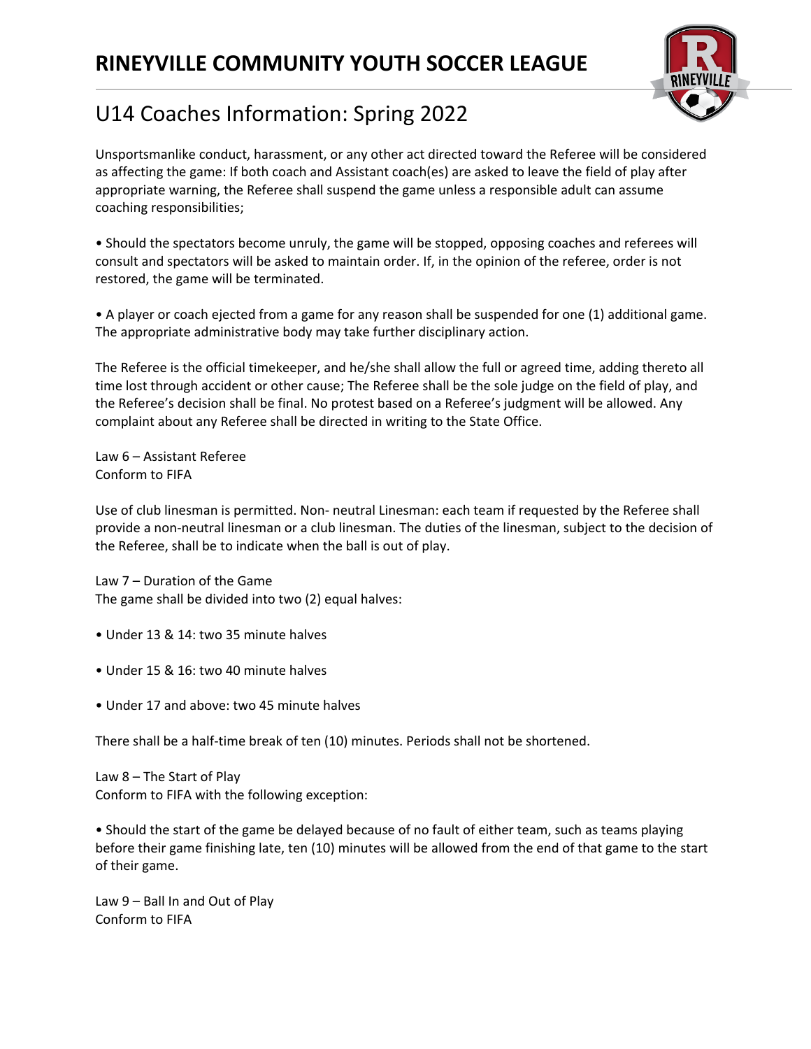Unsportsmanlike conduct, harassment, or any other act directed toward the Referee will be considered as affecting the game: If both coach and Assistant coach(es) are asked to leave the field of play after appropriate warning, the Referee shall suspend the game unless a responsible adult can assume coaching responsibilities;

• Should the spectators become unruly, the game will be stopped, opposing coaches and referees will consult and spectators will be asked to maintain order. If, in the opinion of the referee, order is not restored, the game will be terminated.

• A player or coach ejected from a game for any reason shall be suspended for one (1) additional game. The appropriate administrative body may take further disciplinary action.

The Referee is the official timekeeper, and he/she shall allow the full or agreed time, adding thereto all time lost through accident or other cause; The Referee shall be the sole judge on the field of play, and the Referee's decision shall be final. No protest based on a Referee's judgment will be allowed. Any complaint about any Referee shall be directed in writing to the State Office.

Law 6 – Assistant Referee
Conform to FIFA

Use of club linesman is permitted. Non- neutral Linesman: each team if requested by the Referee shall provide a non-neutral linesman or a club linesman. The duties of the linesman, subject to the decision of the Referee, shall be to indicate when the ball is out of play.

Law 7 – Duration of the Game
The game shall be divided into two (2) equal halves:

• Under 13 & 14: two 35 minute halves

• Under 15 & 16: two 40 minute halves

• Under 17 and above: two 45 minute halves

There shall be a half-time break of ten (10) minutes. Periods shall not be shortened.

Law 8 – The Start of Play
Conform to FIFA with the following exception:

• Should the start of the game be delayed because of no fault of either team, such as teams playing before their game finishing late, ten (10) minutes will be allowed from the end of that game to the start of their game.

Law 9 – Ball In and Out of Play
Conform to FIFA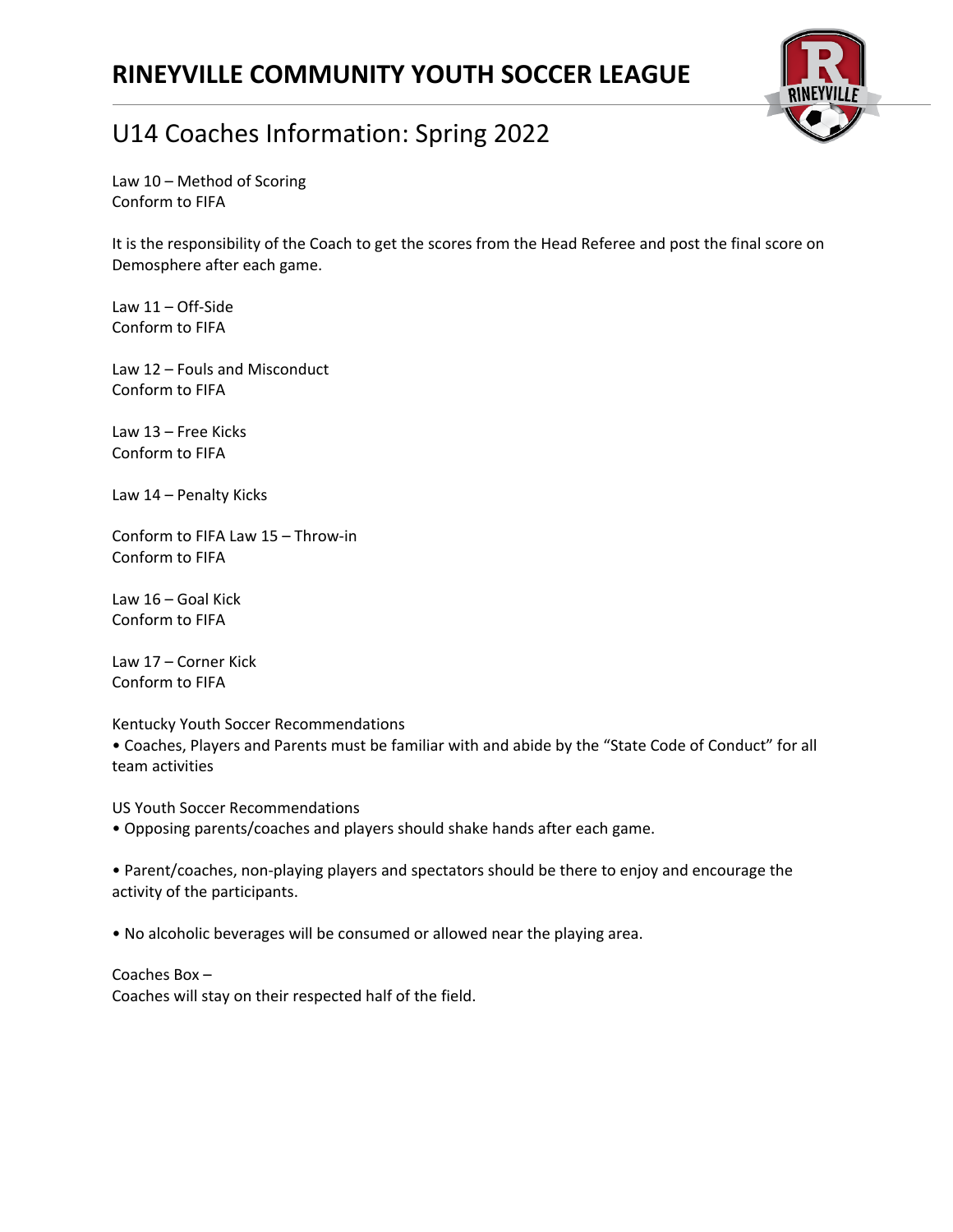# RINEYVILLE COMMUNITY YOUTH SOCCER LEAGUE

## U14 Coaches Information: Spring 2022

Law 10 – Method of Scoring
Conform to FIFA

It is the responsibility of the Coach to get the scores from the Head Referee and post the final score on Demosphere after each game.

Law 11 – Off-Side
Conform to FIFA

Law 12 – Fouls and Misconduct
Conform to FIFA

Law 13 – Free Kicks
Conform to FIFA

Law 14 – Penalty Kicks

Conform to FIFA Law 15 – Throw-in
Conform to FIFA

Law 16 – Goal Kick
Conform to FIFA

Law 17 – Corner Kick
Conform to FIFA

Kentucky Youth Soccer Recommendations
- Coaches, Players and Parents must be familiar with and abide by the "State Code of Conduct" for all team activities

US Youth Soccer Recommendations
- Opposing parents/coaches and players should shake hands after each game.

- Parent/coaches, non-playing players and spectators should be there to enjoy and encourage the activity of the participants.

- No alcoholic beverages will be consumed or allowed near the playing area.

Coaches Box –
Coaches will stay on their respected half of the field.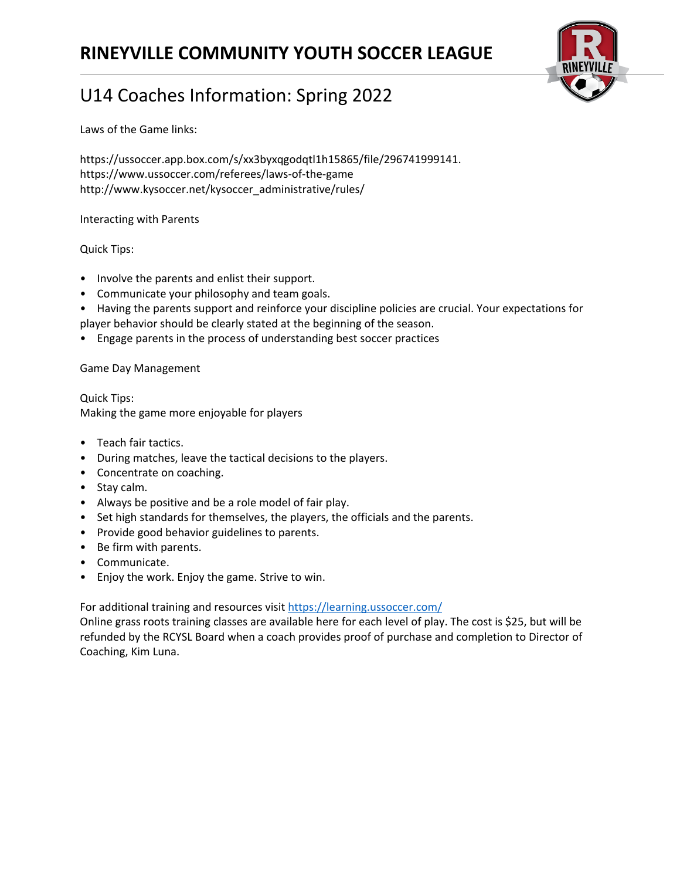# RINEYVILLE COMMUNITY YOUTH SOCCER LEAGUE

## U14 Coaches Information: Spring 2022

Laws of the Game links:

https://ussoccer.app.box.com/s/xx3byxqgodqtl1h15865/file/296741999141.
https://www.ussoccer.com/referees/laws-of-the-game
http://www.kysoccer.net/kysoccer_administrative/rules/

Interacting with Parents

Quick Tips:

- Involve the parents and enlist their support.
- Communicate your philosophy and team goals.
- Having the parents support and reinforce your discipline policies are crucial. Your expectations for player behavior should be clearly stated at the beginning of the season.
- Engage parents in the process of understanding best soccer practices

Game Day Management

Quick Tips:
Making the game more enjoyable for players

- Teach fair tactics.
- During matches, leave the tactical decisions to the players.
- Concentrate on coaching.
- Stay calm.
- Always be positive and be a role model of fair play.
- Set high standards for themselves, the players, the officials and the parents.
- Provide good behavior guidelines to parents.
- Be firm with parents.
- Communicate.
- Enjoy the work. Enjoy the game. Strive to win.

For additional training and resources visit https://learning.ussoccer.com/
Online grass roots training classes are available here for each level of play. The cost is $25, but will be refunded by the RCYSL Board when a coach provides proof of purchase and completion to Director of Coaching, Kim Luna.